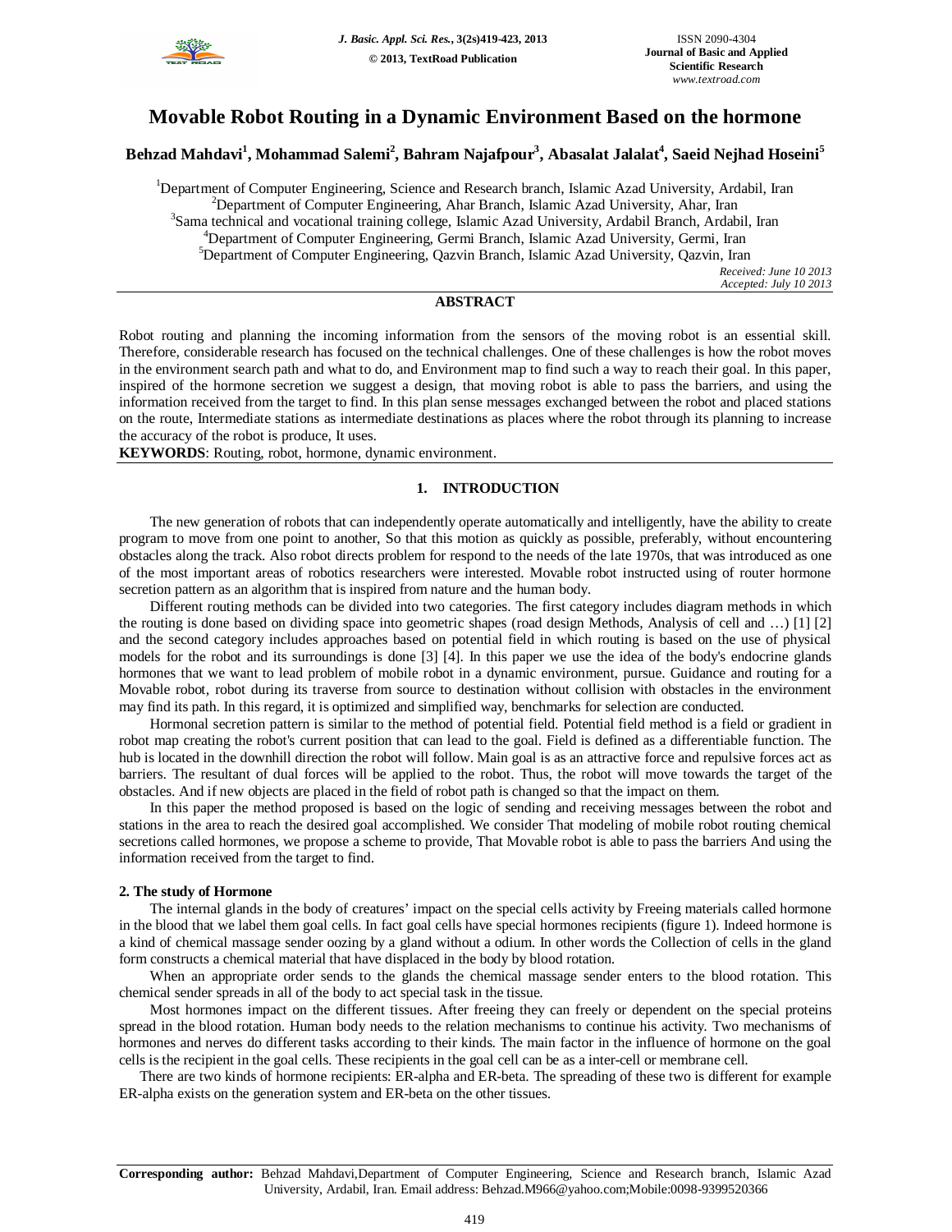# Movable Robot Routing in a Dynamic Environment Based on the hormone

**Behzad Mahdavi[1], Mohammad Salemi[2], Bahram Najafpour[3], Abasalat Jalalat[4], Saeid Nejhad Hoseini[5]**

[1]Department of Computer Engineering, Science and Research branch, Islamic Azad University, Ardabil, Iran
[2]Department of Computer Engineering, Ahar Branch, Islamic Azad University, Ahar, Iran
[3]Sama technical and vocational training college, Islamic Azad University, Ardabil Branch, Ardabil, Iran
[4]Department of Computer Engineering, Germi Branch, Islamic Azad University, Germi, Iran
[5]Department of Computer Engineering, Qazvin Branch, Islamic Azad University, Qazvin, Iran

*Received: June 10 2013*
*Accepted: July 10 2013*

## ABSTRACT

Robot routing and planning the incoming information from the sensors of the moving robot is an essential skill. Therefore, considerable research has focused on the technical challenges. One of these challenges is how the robot moves in the environment search path and what to do, and Environment map to find such a way to reach their goal. In this paper, inspired of the hormone secretion we suggest a design, that moving robot is able to pass the barriers, and using the information received from the target to find. In this plan sense messages exchanged between the robot and placed stations on the route, Intermediate stations as intermediate destinations as places where the robot through its planning to increase the accuracy of the robot is produce, It uses.

**KEYWORDS**: Routing, robot, hormone, dynamic environment.

## 1. INTRODUCTION

The new generation of robots that can independently operate automatically and intelligently, have the ability to create program to move from one point to another, So that this motion as quickly as possible, preferably, without encountering obstacles along the track. Also robot directs problem for respond to the needs of the late 1970s, that was introduced as one of the most important areas of robotics researchers were interested. Movable robot instructed using of router hormone secretion pattern as an algorithm that is inspired from nature and the human body.

Different routing methods can be divided into two categories. The first category includes diagram methods in which the routing is done based on dividing space into geometric shapes (road design Methods, Analysis of cell and …) [1] [2] and the second category includes approaches based on potential field in which routing is based on the use of physical models for the robot and its surroundings is done [3] [4]. In this paper we use the idea of the body's endocrine glands hormones that we want to lead problem of mobile robot in a dynamic environment, pursue. Guidance and routing for a Movable robot, robot during its traverse from source to destination without collision with obstacles in the environment may find its path. In this regard, it is optimized and simplified way, benchmarks for selection are conducted.

Hormonal secretion pattern is similar to the method of potential field. Potential field method is a field or gradient in robot map creating the robot's current position that can lead to the goal. Field is defined as a differentiable function. The hub is located in the downhill direction the robot will follow. Main goal is as an attractive force and repulsive forces act as barriers. The resultant of dual forces will be applied to the robot. Thus, the robot will move towards the target of the obstacles. And if new objects are placed in the field of robot path is changed so that the impact on them.

In this paper the method proposed is based on the logic of sending and receiving messages between the robot and stations in the area to reach the desired goal accomplished. We consider That modeling of mobile robot routing chemical secretions called hormones, we propose a scheme to provide, That Movable robot is able to pass the barriers And using the information received from the target to find.

### 2. The study of Hormone

The internal glands in the body of creatures' impact on the special cells activity by Freeing materials called hormone in the blood that we label them goal cells. In fact goal cells have special hormones recipients (figure 1). Indeed hormone is a kind of chemical massage sender oozing by a gland without a odium. In other words the Collection of cells in the gland form constructs a chemical material that have displaced in the body by blood rotation.

When an appropriate order sends to the glands the chemical massage sender enters to the blood rotation. This chemical sender spreads in all of the body to act special task in the tissue.

Most hormones impact on the different tissues. After freeing they can freely or dependent on the special proteins spread in the blood rotation. Human body needs to the relation mechanisms to continue his activity. Two mechanisms of hormones and nerves do different tasks according to their kinds. The main factor in the influence of hormone on the goal cells is the recipient in the goal cells. These recipients in the goal cell can be as a inter-cell or membrane cell.

There are two kinds of hormone recipients: ER-alpha and ER-beta. The spreading of these two is different for example ER-alpha exists on the generation system and ER-beta on the other tissues.

---

**Corresponding author:** Behzad Mahdavi,Department of Computer Engineering, Science and Research branch, Islamic Azad University, Ardabil, Iran. Email address: Behzad.M966@yahoo.com;Mobile:0098-9399520366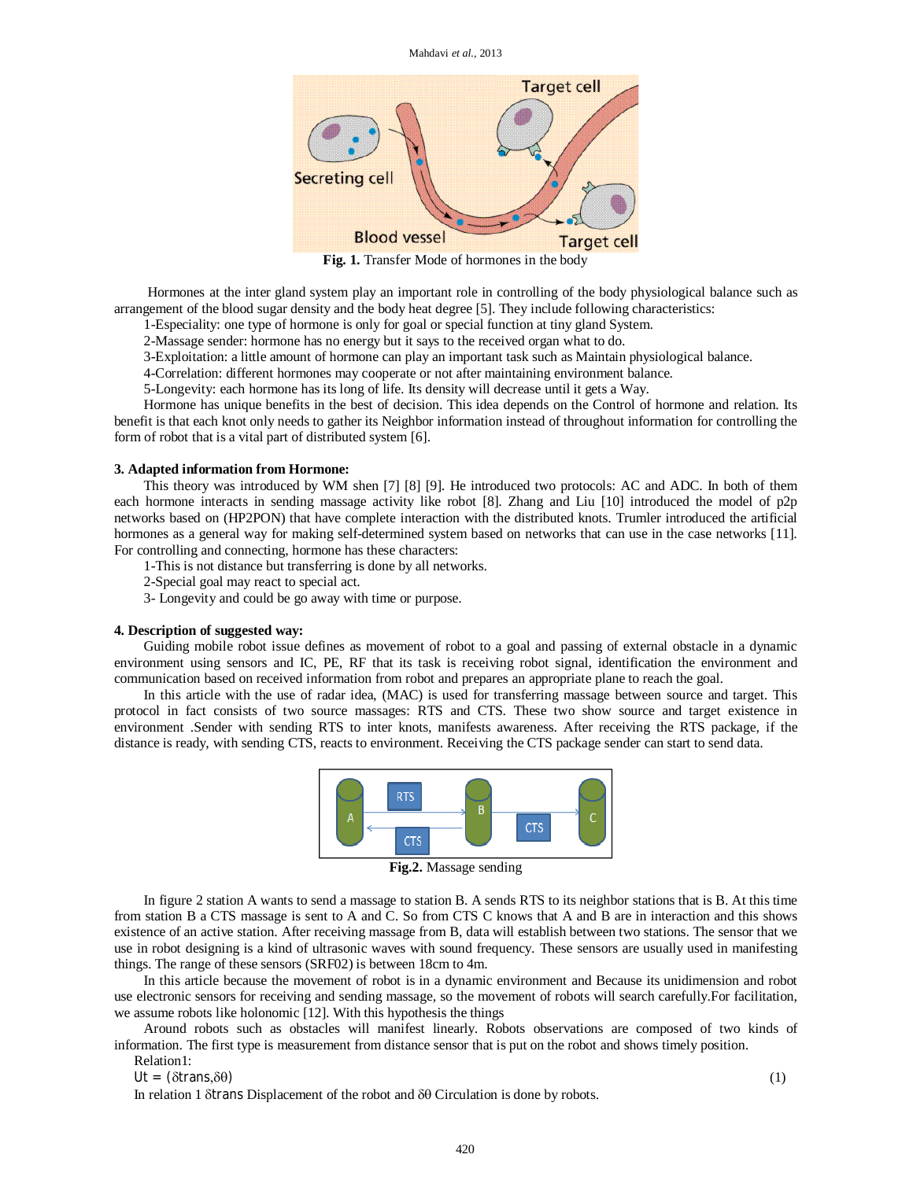**Fig. 1.** Transfer Mode of hormones in the body

Hormones at the inter gland system play an important role in controlling of the body physiological balance such as arrangement of the blood sugar density and the body heat degree [5]. They include following characteristics:

1-Especiality: one type of hormone is only for goal or special function at tiny gland System.

2-Massage sender: hormone has no energy but it says to the received organ what to do.

3-Exploitation: a little amount of hormone can play an important task such as Maintain physiological balance.

4-Correlation: different hormones may cooperate or not after maintaining environment balance.

5-Longevity: each hormone has its long of life. Its density will decrease until it gets a Way.

Hormone has unique benefits in the best of decision. This idea depends on the Control of hormone and relation. Its benefit is that each knot only needs to gather its Neighbor information instead of throughout information for controlling the form of robot that is a vital part of distributed system [6].

### 3. Adapted information from Hormone:

This theory was introduced by WM shen [7] [8] [9]. He introduced two protocols: AC and ADC. In both of them each hormone interacts in sending massage activity like robot [8]. Zhang and Liu [10] introduced the model of p2p networks based on (HP2PON) that have complete interaction with the distributed knots. Trumler introduced the artificial hormones as a general way for making self-determined system based on networks that can use in the case networks [11]. For controlling and connecting, hormone has these characters:

1-This is not distance but transferring is done by all networks.

2-Special goal may react to special act.

3- Longevity and could be go away with time or purpose.

### 4. Description of suggested way:

Guiding mobile robot issue defines as movement of robot to a goal and passing of external obstacle in a dynamic environment using sensors and IC, PE, RF that its task is receiving robot signal, identification the environment and communication based on received information from robot and prepares an appropriate plane to reach the goal.

In this article with the use of radar idea, (MAC) is used for transferring massage between source and target. This protocol in fact consists of two source massages: RTS and CTS. These two show source and target existence in environment .Sender with sending RTS to inter knots, manifests awareness. After receiving the RTS package, if the distance is ready, with sending CTS, reacts to environment. Receiving the CTS package sender can start to send data.

**Fig.2.** Massage sending

In figure 2 station A wants to send a massage to station B. A sends RTS to its neighbor stations that is B. At this time from station B a CTS massage is sent to A and C. So from CTS C knows that A and B are in interaction and this shows existence of an active station. After receiving massage from B, data will establish between two stations. The sensor that we use in robot designing is a kind of ultrasonic waves with sound frequency. These sensors are usually used in manifesting things. The range of these sensors (SRF02) is between 18cm to 4m.

In this article because the movement of robot is in a dynamic environment and Because its unidimension and robot use electronic sensors for receiving and sending massage, so the movement of robots will search carefully.For facilitation, we assume robots like holonomic [12]. With this hypothesis the things

Around robots such as obstacles will manifest linearly. Robots observations are composed of two kinds of information. The first type is measurement from distance sensor that is put on the robot and shows timely position.

Relation1:

$$U_t = (\delta trans, \delta\theta) \quad (1)$$

In relation 1 $\delta trans$ Displacement of the robot and $\delta\theta$ Circulation is done by robots.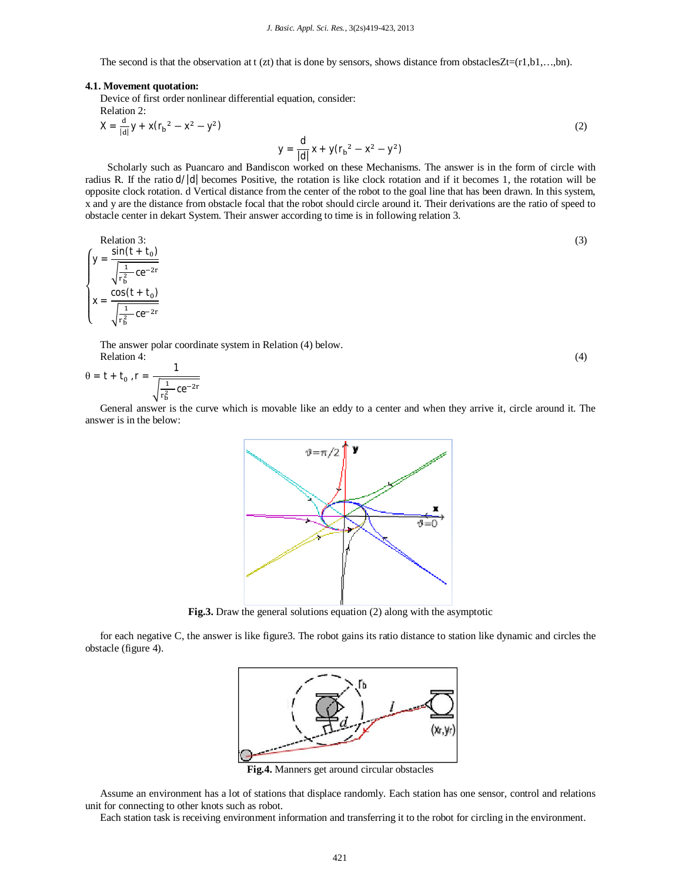The second is that the observation at t (zt) that is done by sensors, shows distance from obstacles$Z_t=(r1,b1,\ldots,bn)$.

### 4.1. Movement quotation:

Device of first order nonlinear differential equation, consider:

Relation 2:

$$X = \frac{d}{|d|}y + x(r_b{}^2 - x^2 - y^2) \tag{2}$$

$$y = \frac{d}{|d|}x + y(r_b{}^2 - x^2 - y^2)$$

Scholarly such as Puancaro and Bandiscon worked on these Mechanisms. The answer is in the form of circle with radius R. If the ratio $d/|d|$ becomes Positive, the rotation is like clock rotation and if it becomes 1, the rotation will be opposite clock rotation. d Vertical distance from the center of the robot to the goal line that has been drawn. In this system, x and y are the distance from obstacle focal that the robot should circle around it. Their derivations are the ratio of speed to obstacle center in dekart System. Their answer according to time is in following relation 3.

Relation 3:

$$\begin{cases} y = \dfrac{\sin(t+t_0)}{\sqrt{\frac{1}{r_b^2}ce^{-2r}}} \\ x = \dfrac{\cos(t+t_0)}{\sqrt{\frac{1}{r_b^2}ce^{-2r}}} \end{cases} \tag{3}$$

The answer polar coordinate system in Relation (4) below.

Relation 4:

$$\theta = t + t_0 \; , r = \frac{1}{\sqrt{\frac{1}{r_b^2}ce^{-2r}}} \tag{4}$$

General answer is the curve which is movable like an eddy to a center and when they arrive it, circle around it. The answer is in the below:

**Fig.3.** Draw the general solutions equation (2) along with the asymptotic

for each negative C, the answer is like figure3. The robot gains its ratio distance to station like dynamic and circles the obstacle (figure 4).

**Fig.4.** Manners get around circular obstacles

Assume an environment has a lot of stations that displace randomly. Each station has one sensor, control and relations unit for connecting to other knots such as robot.

Each station task is receiving environment information and transferring it to the robot for circling in the environment.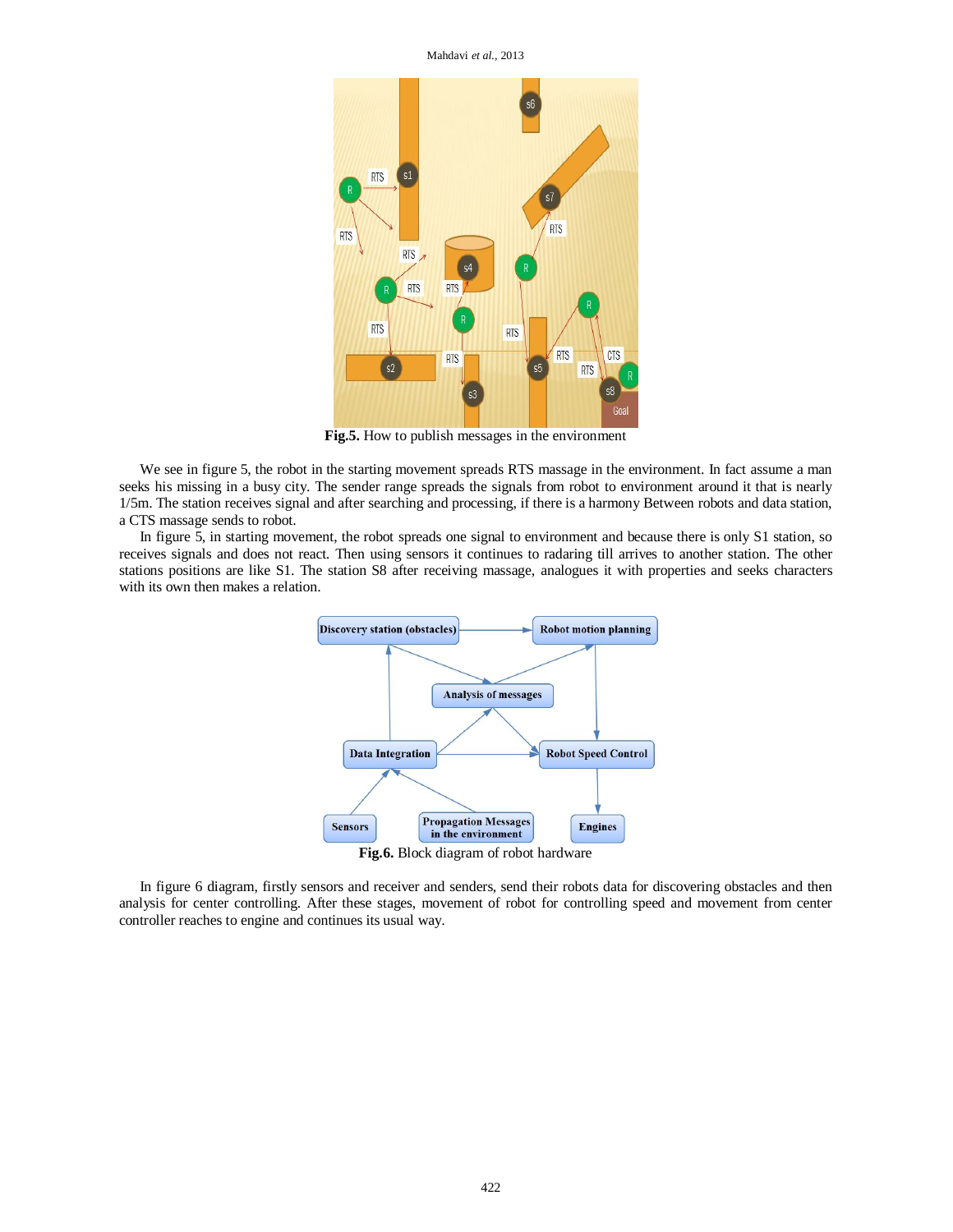**Fig.5.** How to publish messages in the environment

We see in figure 5, the robot in the starting movement spreads RTS massage in the environment. In fact assume a man seeks his missing in a busy city. The sender range spreads the signals from robot to environment around it that is nearly 1/5m. The station receives signal and after searching and processing, if there is a harmony Between robots and data station, a CTS massage sends to robot.

In figure 5, in starting movement, the robot spreads one signal to environment and because there is only S1 station, so receives signals and does not react. Then using sensors it continues to radaring till arrives to another station. The other stations positions are like S1. The station S8 after receiving massage, analogues it with properties and seeks characters with its own then makes a relation.

**Fig.6.** Block diagram of robot hardware

In figure 6 diagram, firstly sensors and receiver and senders, send their robots data for discovering obstacles and then analysis for center controlling. After these stages, movement of robot for controlling speed and movement from center controller reaches to engine and continues its usual way.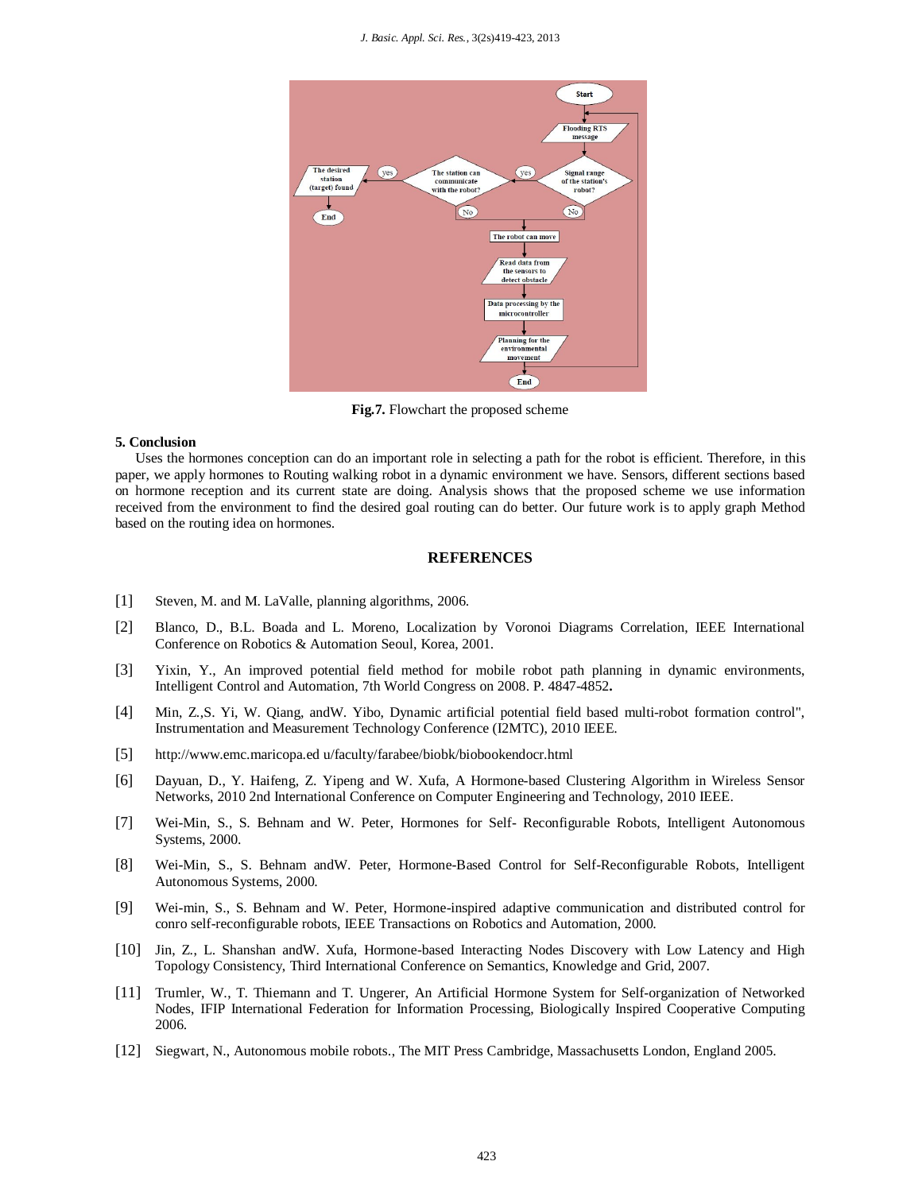Start

Flooding RTS message

Signal range of the station's robot?

yes

No

The station can communicate with the robot?

yes

No

The desired station (target) found

End

The robot can move

Read data from the sensors to detect obstacle

Data processing by the microcontroller

Planning for the environmental movement

End

**Fig.7.** Flowchart the proposed scheme

### 5. Conclusion

Uses the hormones conception can do an important role in selecting a path for the robot is efficient. Therefore, in this paper, we apply hormones to Routing walking robot in a dynamic environment we have. Sensors, different sections based on hormone reception and its current state are doing. Analysis shows that the proposed scheme we use information received from the environment to find the desired goal routing can do better. Our future work is to apply graph Method based on the routing idea on hormones.

## REFERENCES

[1] Steven, M. and M. LaValle, planning algorithms, 2006.

[2] Blanco, D., B.L. Boada and L. Moreno, Localization by Voronoi Diagrams Correlation, IEEE International Conference on Robotics & Automation Seoul, Korea, 2001.

[3] Yixin, Y., An improved potential field method for mobile robot path planning in dynamic environments, Intelligent Control and Automation, 7th World Congress on 2008. P. 4847-4852**.**

[4] Min, Z.,S. Yi, W. Qiang, andW. Yibo, Dynamic artificial potential field based multi-robot formation control", Instrumentation and Measurement Technology Conference (I2MTC), 2010 IEEE.

[5] http://www.emc.maricopa.ed u/faculty/farabee/biobk/biobookendocr.html

[6] Dayuan, D., Y. Haifeng, Z. Yipeng and W. Xufa, A Hormone-based Clustering Algorithm in Wireless Sensor Networks, 2010 2nd International Conference on Computer Engineering and Technology, 2010 IEEE.

[7] Wei-Min, S., S. Behnam and W. Peter, Hormones for Self- Reconfigurable Robots, Intelligent Autonomous Systems, 2000.

[8] Wei-Min, S., S. Behnam andW. Peter, Hormone-Based Control for Self-Reconfigurable Robots, Intelligent Autonomous Systems, 2000.

[9] Wei-min, S., S. Behnam and W. Peter, Hormone-inspired adaptive communication and distributed control for conro self-reconfigurable robots, IEEE Transactions on Robotics and Automation, 2000.

[10] Jin, Z., L. Shanshan andW. Xufa, Hormone-based Interacting Nodes Discovery with Low Latency and High Topology Consistency, Third International Conference on Semantics, Knowledge and Grid, 2007.

[11] Trumler, W., T. Thiemann and T. Ungerer, An Artificial Hormone System for Self-organization of Networked Nodes, IFIP International Federation for Information Processing, Biologically Inspired Cooperative Computing 2006.

[12] Siegwart, N., Autonomous mobile robots., The MIT Press Cambridge, Massachusetts London, England 2005.